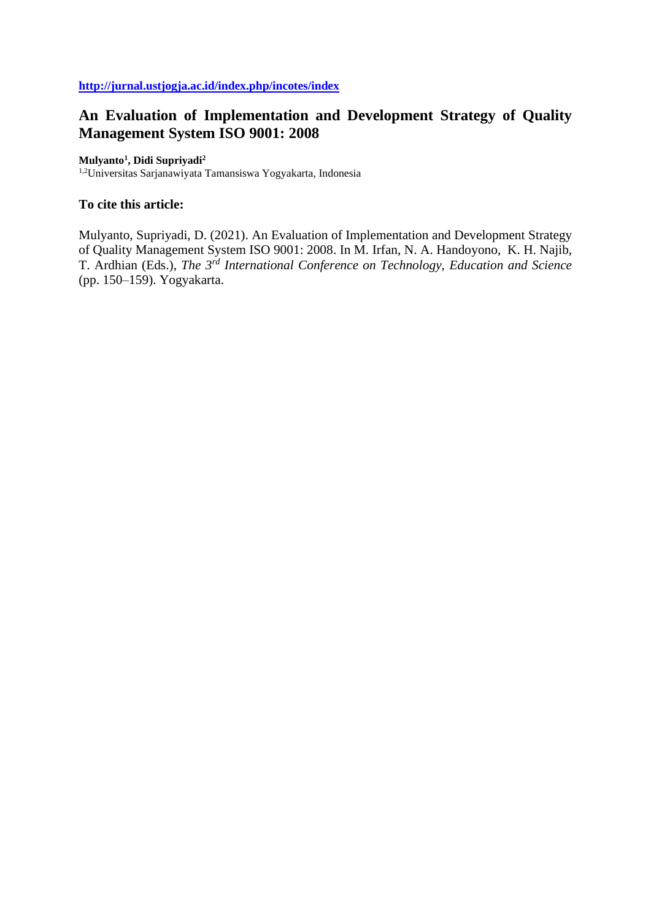**http://jurnal.ustjogja.ac.id/index.php/incotes/index**

# An Evaluation of Implementation and Development Strategy of Quality Management System ISO 9001: 2008

**Mulyanto[1], Didi Supriyadi[2]**

[1,2]Universitas Sarjanawiyata Tamansiswa Yogyakarta, Indonesia

### To cite this article:

Mulyanto, Supriyadi, D. (2021). An Evaluation of Implementation and Development Strategy of Quality Management System ISO 9001: 2008. In M. Irfan, N. A. Handoyono, K. H. Najib, T. Ardhian (Eds.), *The 3rd International Conference on Technology, Education and Science* (pp. 150–159). Yogyakarta.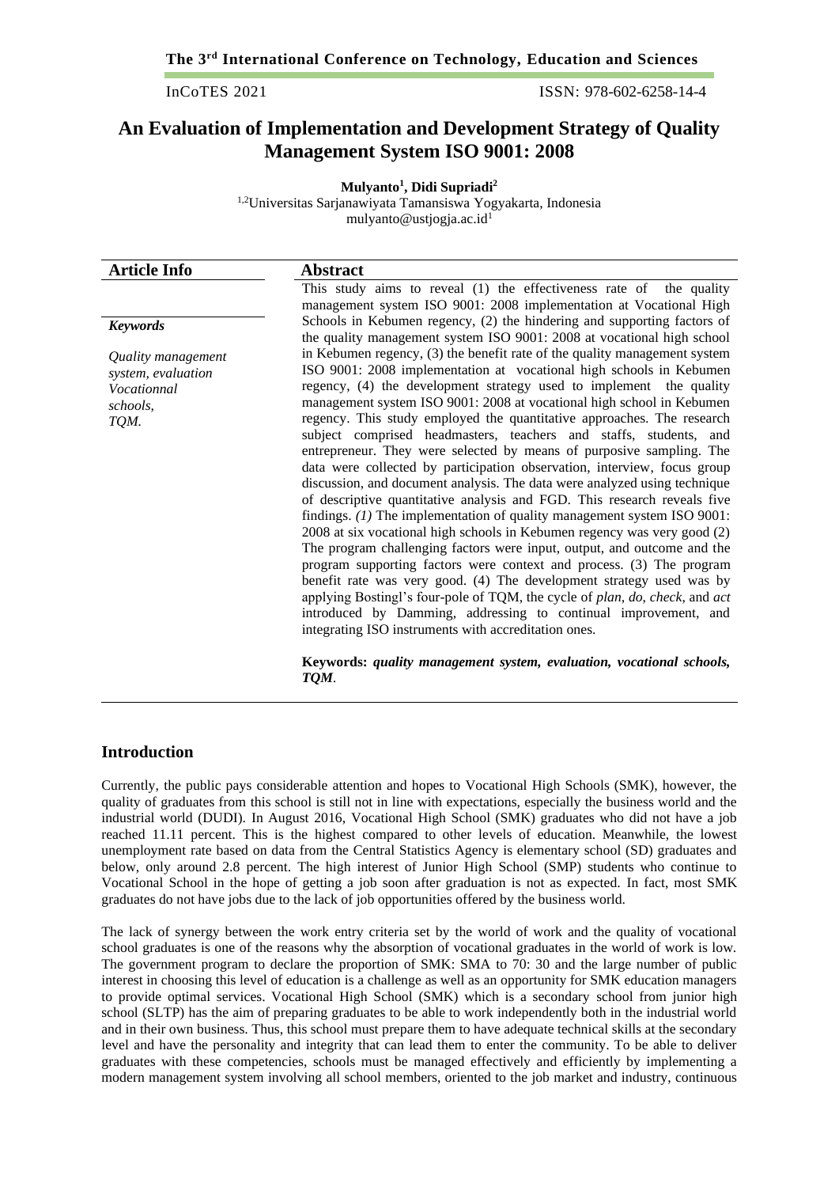# An Evaluation of Implementation and Development Strategy of Quality Management System ISO 9001: 2008

**Mulyanto[1], Didi Supriadi[2]**

[1,2]Universitas Sarjanawiyata Tamansiswa Yogyakarta, Indonesia
mulyanto@ustjogja.ac.id[1]

| Article Info | Abstract |
|---|---|
| ***Keywords*** <br> *Quality management system, evaluation Vocationnal schools, TQM.* | This study aims to reveal (1) the effectiveness rate of the quality management system ISO 9001: 2008 implementation at Vocational High Schools in Kebumen regency, (2) the hindering and supporting factors of the quality management system ISO 9001: 2008 at vocational high school in Kebumen regency, (3) the benefit rate of the quality management system ISO 9001: 2008 implementation at vocational high schools in Kebumen regency, (4) the development strategy used to implement the quality management system ISO 9001: 2008 at vocational high school in Kebumen regency. This study employed the quantitative approaches. The research subject comprised headmasters, teachers and staffs, students, and entrepreneur. They were selected by means of purposive sampling. The data were collected by participation observation, interview, focus group discussion, and document analysis. The data were analyzed using technique of descriptive quantitative analysis and FGD. This research reveals five findings. *(1)* The implementation of quality management system ISO 9001: 2008 at six vocational high schools in Kebumen regency was very good (2) The program challenging factors were input, output, and outcome and the program supporting factors were context and process. (3) The program benefit rate was very good. (4) The development strategy used was by applying Bostingl's four-pole of TQM, the cycle of *plan*, *do*, *check*, and *act* introduced by Damming, addressing to continual improvement, and integrating ISO instruments with accreditation ones. <br><br> **Keywords:** ***quality management system, evaluation, vocational schools, TQM*.** |

## Introduction

Currently, the public pays considerable attention and hopes to Vocational High Schools (SMK), however, the quality of graduates from this school is still not in line with expectations, especially the business world and the industrial world (DUDI). In August 2016, Vocational High School (SMK) graduates who did not have a job reached 11.11 percent. This is the highest compared to other levels of education. Meanwhile, the lowest unemployment rate based on data from the Central Statistics Agency is elementary school (SD) graduates and below, only around 2.8 percent. The high interest of Junior High School (SMP) students who continue to Vocational School in the hope of getting a job soon after graduation is not as expected. In fact, most SMK graduates do not have jobs due to the lack of job opportunities offered by the business world.

The lack of synergy between the work entry criteria set by the world of work and the quality of vocational school graduates is one of the reasons why the absorption of vocational graduates in the world of work is low. The government program to declare the proportion of SMK: SMA to 70: 30 and the large number of public interest in choosing this level of education is a challenge as well as an opportunity for SMK education managers to provide optimal services. Vocational High School (SMK) which is a secondary school from junior high school (SLTP) has the aim of preparing graduates to be able to work independently both in the industrial world and in their own business. Thus, this school must prepare them to have adequate technical skills at the secondary level and have the personality and integrity that can lead them to enter the community. To be able to deliver graduates with these competencies, schools must be managed effectively and efficiently by implementing a modern management system involving all school members, oriented to the job market and industry, continuous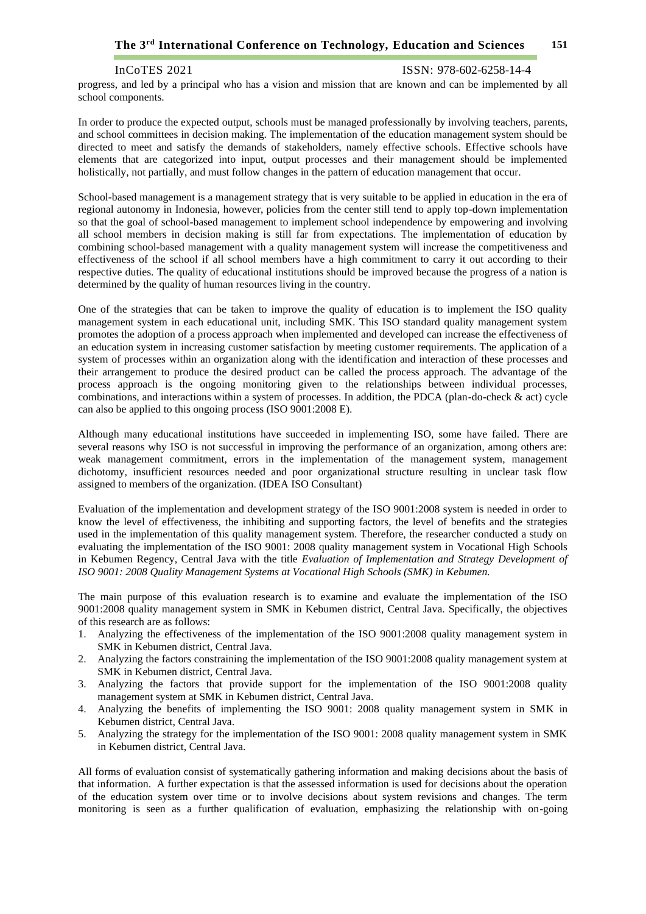progress, and led by a principal who has a vision and mission that are known and can be implemented by all school components.

In order to produce the expected output, schools must be managed professionally by involving teachers, parents, and school committees in decision making. The implementation of the education management system should be directed to meet and satisfy the demands of stakeholders, namely effective schools. Effective schools have elements that are categorized into input, output processes and their management should be implemented holistically, not partially, and must follow changes in the pattern of education management that occur.

School-based management is a management strategy that is very suitable to be applied in education in the era of regional autonomy in Indonesia, however, policies from the center still tend to apply top-down implementation so that the goal of school-based management to implement school independence by empowering and involving all school members in decision making is still far from expectations. The implementation of education by combining school-based management with a quality management system will increase the competitiveness and effectiveness of the school if all school members have a high commitment to carry it out according to their respective duties. The quality of educational institutions should be improved because the progress of a nation is determined by the quality of human resources living in the country.

One of the strategies that can be taken to improve the quality of education is to implement the ISO quality management system in each educational unit, including SMK. This ISO standard quality management system promotes the adoption of a process approach when implemented and developed can increase the effectiveness of an education system in increasing customer satisfaction by meeting customer requirements. The application of a system of processes within an organization along with the identification and interaction of these processes and their arrangement to produce the desired product can be called the process approach. The advantage of the process approach is the ongoing monitoring given to the relationships between individual processes, combinations, and interactions within a system of processes. In addition, the PDCA (plan-do-check & act) cycle can also be applied to this ongoing process (ISO 9001:2008 E).

Although many educational institutions have succeeded in implementing ISO, some have failed. There are several reasons why ISO is not successful in improving the performance of an organization, among others are: weak management commitment, errors in the implementation of the management system, management dichotomy, insufficient resources needed and poor organizational structure resulting in unclear task flow assigned to members of the organization. (IDEA ISO Consultant)

Evaluation of the implementation and development strategy of the ISO 9001:2008 system is needed in order to know the level of effectiveness, the inhibiting and supporting factors, the level of benefits and the strategies used in the implementation of this quality management system. Therefore, the researcher conducted a study on evaluating the implementation of the ISO 9001: 2008 quality management system in Vocational High Schools in Kebumen Regency, Central Java with the title *Evaluation of Implementation and Strategy Development of ISO 9001: 2008 Quality Management Systems at Vocational High Schools (SMK) in Kebumen.*

The main purpose of this evaluation research is to examine and evaluate the implementation of the ISO 9001:2008 quality management system in SMK in Kebumen district, Central Java. Specifically, the objectives of this research are as follows:

1. Analyzing the effectiveness of the implementation of the ISO 9001:2008 quality management system in SMK in Kebumen district, Central Java.
2. Analyzing the factors constraining the implementation of the ISO 9001:2008 quality management system at SMK in Kebumen district, Central Java.
3. Analyzing the factors that provide support for the implementation of the ISO 9001:2008 quality management system at SMK in Kebumen district, Central Java.
4. Analyzing the benefits of implementing the ISO 9001: 2008 quality management system in SMK in Kebumen district, Central Java.
5. Analyzing the strategy for the implementation of the ISO 9001: 2008 quality management system in SMK in Kebumen district, Central Java.

All forms of evaluation consist of systematically gathering information and making decisions about the basis of that information. A further expectation is that the assessed information is used for decisions about the operation of the education system over time or to involve decisions about system revisions and changes. The term monitoring is seen as a further qualification of evaluation, emphasizing the relationship with on-going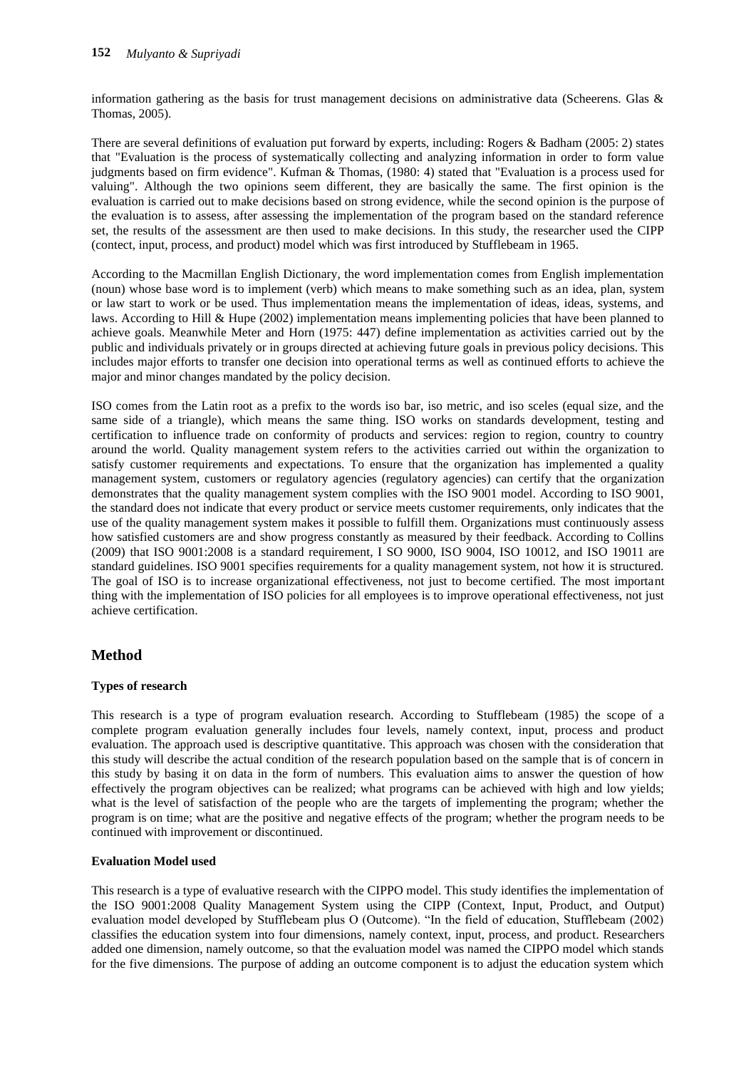information gathering as the basis for trust management decisions on administrative data (Scheerens. Glas & Thomas, 2005).

There are several definitions of evaluation put forward by experts, including: Rogers & Badham (2005: 2) states that "Evaluation is the process of systematically collecting and analyzing information in order to form value judgments based on firm evidence". Kufman & Thomas, (1980: 4) stated that "Evaluation is a process used for valuing". Although the two opinions seem different, they are basically the same. The first opinion is the evaluation is carried out to make decisions based on strong evidence, while the second opinion is the purpose of the evaluation is to assess, after assessing the implementation of the program based on the standard reference set, the results of the assessment are then used to make decisions. In this study, the researcher used the CIPP (contect, input, process, and product) model which was first introduced by Stufflebeam in 1965.

According to the Macmillan English Dictionary, the word implementation comes from English implementation (noun) whose base word is to implement (verb) which means to make something such as an idea, plan, system or law start to work or be used. Thus implementation means the implementation of ideas, ideas, systems, and laws. According to Hill & Hupe (2002) implementation means implementing policies that have been planned to achieve goals. Meanwhile Meter and Horn (1975: 447) define implementation as activities carried out by the public and individuals privately or in groups directed at achieving future goals in previous policy decisions. This includes major efforts to transfer one decision into operational terms as well as continued efforts to achieve the major and minor changes mandated by the policy decision.

ISO comes from the Latin root as a prefix to the words iso bar, iso metric, and iso sceles (equal size, and the same side of a triangle), which means the same thing. ISO works on standards development, testing and certification to influence trade on conformity of products and services: region to region, country to country around the world. Quality management system refers to the activities carried out within the organization to satisfy customer requirements and expectations. To ensure that the organization has implemented a quality management system, customers or regulatory agencies (regulatory agencies) can certify that the organization demonstrates that the quality management system complies with the ISO 9001 model. According to ISO 9001, the standard does not indicate that every product or service meets customer requirements, only indicates that the use of the quality management system makes it possible to fulfill them. Organizations must continuously assess how satisfied customers are and show progress constantly as measured by their feedback. According to Collins (2009) that ISO 9001:2008 is a standard requirement, I SO 9000, ISO 9004, ISO 10012, and ISO 19011 are standard guidelines. ISO 9001 specifies requirements for a quality management system, not how it is structured. The goal of ISO is to increase organizational effectiveness, not just to become certified. The most important thing with the implementation of ISO policies for all employees is to improve operational effectiveness, not just achieve certification.

## Method

### Types of research

This research is a type of program evaluation research. According to Stufflebeam (1985) the scope of a complete program evaluation generally includes four levels, namely context, input, process and product evaluation. The approach used is descriptive quantitative. This approach was chosen with the consideration that this study will describe the actual condition of the research population based on the sample that is of concern in this study by basing it on data in the form of numbers. This evaluation aims to answer the question of how effectively the program objectives can be realized; what programs can be achieved with high and low yields; what is the level of satisfaction of the people who are the targets of implementing the program; whether the program is on time; what are the positive and negative effects of the program; whether the program needs to be continued with improvement or discontinued.

### Evaluation Model used

This research is a type of evaluative research with the CIPPO model. This study identifies the implementation of the ISO 9001:2008 Quality Management System using the CIPP (Context, Input, Product, and Output) evaluation model developed by Stufflebeam plus O (Outcome). "In the field of education, Stufflebeam (2002) classifies the education system into four dimensions, namely context, input, process, and product. Researchers added one dimension, namely outcome, so that the evaluation model was named the CIPPO model which stands for the five dimensions. The purpose of adding an outcome component is to adjust the education system which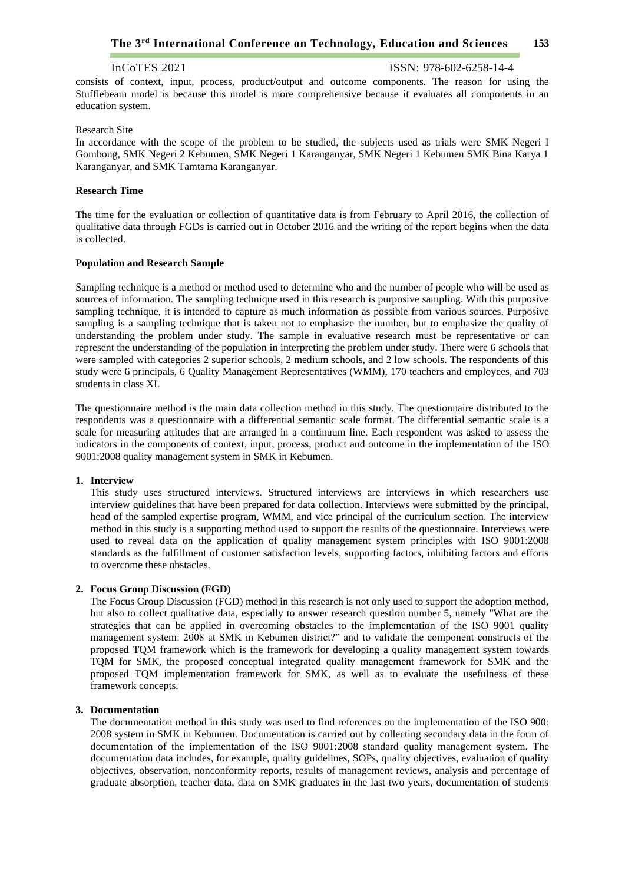consists of context, input, process, product/output and outcome components. The reason for using the Stufflebeam model is because this model is more comprehensive because it evaluates all components in an education system.

Research Site

In accordance with the scope of the problem to be studied, the subjects used as trials were SMK Negeri I Gombong, SMK Negeri 2 Kebumen, SMK Negeri 1 Karanganyar, SMK Negeri 1 Kebumen SMK Bina Karya 1 Karanganyar, and SMK Tamtama Karanganyar.

**Research Time**

The time for the evaluation or collection of quantitative data is from February to April 2016, the collection of qualitative data through FGDs is carried out in October 2016 and the writing of the report begins when the data is collected.

**Population and Research Sample**

Sampling technique is a method or method used to determine who and the number of people who will be used as sources of information. The sampling technique used in this research is purposive sampling. With this purposive sampling technique, it is intended to capture as much information as possible from various sources. Purposive sampling is a sampling technique that is taken not to emphasize the number, but to emphasize the quality of understanding the problem under study. The sample in evaluative research must be representative or can represent the understanding of the population in interpreting the problem under study. There were 6 schools that were sampled with categories 2 superior schools, 2 medium schools, and 2 low schools. The respondents of this study were 6 principals, 6 Quality Management Representatives (WMM), 170 teachers and employees, and 703 students in class XI.

The questionnaire method is the main data collection method in this study. The questionnaire distributed to the respondents was a questionnaire with a differential semantic scale format. The differential semantic scale is a scale for measuring attitudes that are arranged in a continuum line. Each respondent was asked to assess the indicators in the components of context, input, process, product and outcome in the implementation of the ISO 9001:2008 quality management system in SMK in Kebumen.

1. **Interview**

   This study uses structured interviews. Structured interviews are interviews in which researchers use interview guidelines that have been prepared for data collection. Interviews were submitted by the principal, head of the sampled expertise program, WMM, and vice principal of the curriculum section. The interview method in this study is a supporting method used to support the results of the questionnaire. Interviews were used to reveal data on the application of quality management system principles with ISO 9001:2008 standards as the fulfillment of customer satisfaction levels, supporting factors, inhibiting factors and efforts to overcome these obstacles.

2. **Focus Group Discussion (FGD)**

   The Focus Group Discussion (FGD) method in this research is not only used to support the adoption method, but also to collect qualitative data, especially to answer research question number 5, namely "What are the strategies that can be applied in overcoming obstacles to the implementation of the ISO 9001 quality management system: 2008 at SMK in Kebumen district?" and to validate the component constructs of the proposed TQM framework which is the framework for developing a quality management system towards TQM for SMK, the proposed conceptual integrated quality management framework for SMK and the proposed TQM implementation framework for SMK, as well as to evaluate the usefulness of these framework concepts.

3. **Documentation**

   The documentation method in this study was used to find references on the implementation of the ISO 900: 2008 system in SMK in Kebumen. Documentation is carried out by collecting secondary data in the form of documentation of the implementation of the ISO 9001:2008 standard quality management system. The documentation data includes, for example, quality guidelines, SOPs, quality objectives, evaluation of quality objectives, observation, nonconformity reports, results of management reviews, analysis and percentage of graduate absorption, teacher data, data on SMK graduates in the last two years, documentation of students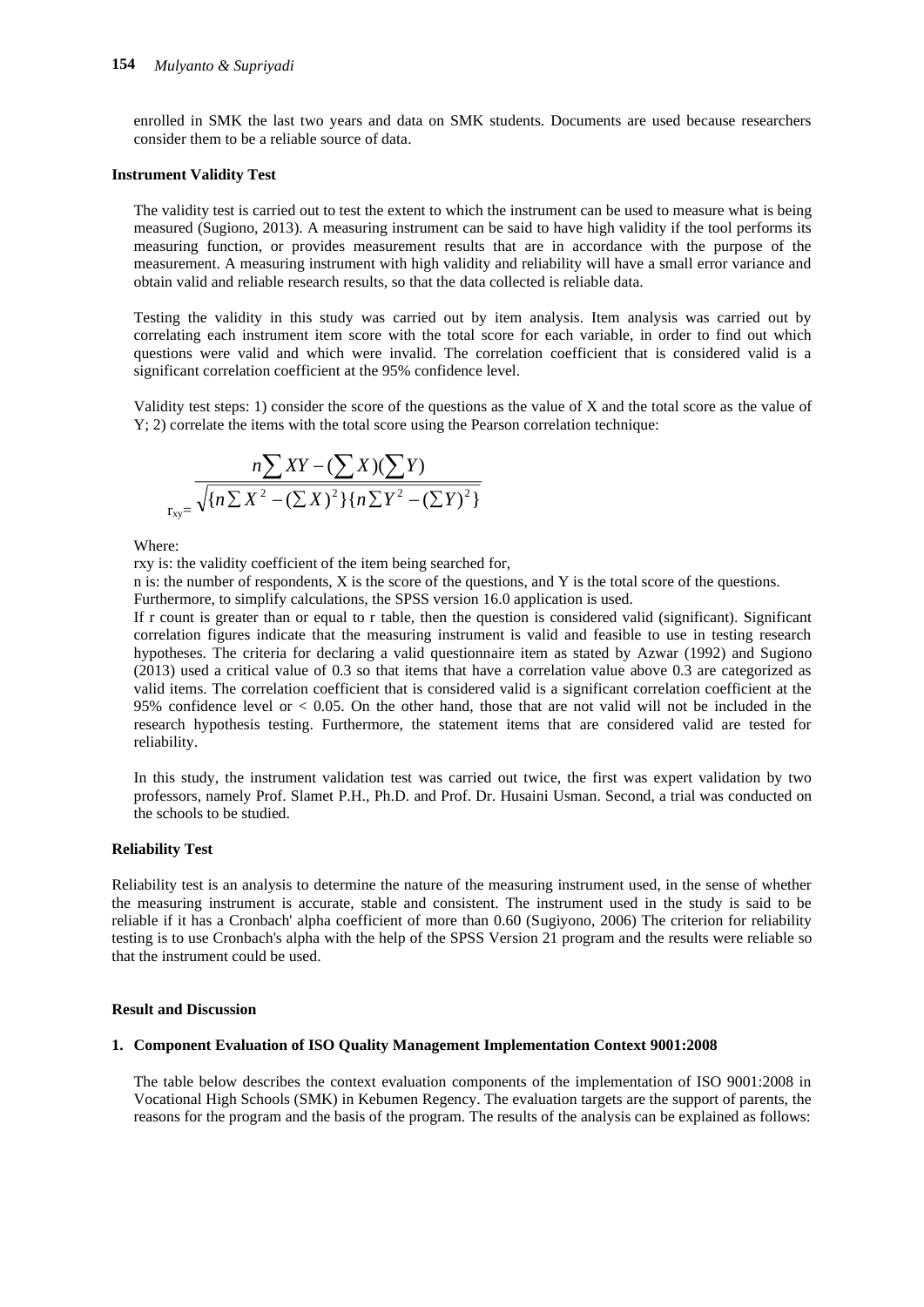enrolled in SMK the last two years and data on SMK students. Documents are used because researchers consider them to be a reliable source of data.

**Instrument Validity Test**

The validity test is carried out to test the extent to which the instrument can be used to measure what is being measured (Sugiono, 2013). A measuring instrument can be said to have high validity if the tool performs its measuring function, or provides measurement results that are in accordance with the purpose of the measurement. A measuring instrument with high validity and reliability will have a small error variance and obtain valid and reliable research results, so that the data collected is reliable data.

Testing the validity in this study was carried out by item analysis. Item analysis was carried out by correlating each instrument item score with the total score for each variable, in order to find out which questions were valid and which were invalid. The correlation coefficient that is considered valid is a significant correlation coefficient at the 95% confidence level.

Validity test steps: 1) consider the score of the questions as the value of X and the total score as the value of Y; 2) correlate the items with the total score using the Pearson correlation technique:

$$r_{xy} = \frac{n\sum XY - (\sum X)(\sum Y)}{\sqrt{\{n\sum X^2 - (\sum X)^2\}\{n\sum Y^2 - (\sum Y)^2\}}}$$

Where:

rxy is: the validity coefficient of the item being searched for,

n is: the number of respondents, X is the score of the questions, and Y is the total score of the questions.

Furthermore, to simplify calculations, the SPSS version 16.0 application is used.

If r count is greater than or equal to r table, then the question is considered valid (significant). Significant correlation figures indicate that the measuring instrument is valid and feasible to use in testing research hypotheses. The criteria for declaring a valid questionnaire item as stated by Azwar (1992) and Sugiono (2013) used a critical value of 0.3 so that items that have a correlation value above 0.3 are categorized as valid items. The correlation coefficient that is considered valid is a significant correlation coefficient at the 95% confidence level or < 0.05. On the other hand, those that are not valid will not be included in the research hypothesis testing. Furthermore, the statement items that are considered valid are tested for reliability.

In this study, the instrument validation test was carried out twice, the first was expert validation by two professors, namely Prof. Slamet P.H., Ph.D. and Prof. Dr. Husaini Usman. Second, a trial was conducted on the schools to be studied.

**Reliability Test**

Reliability test is an analysis to determine the nature of the measuring instrument used, in the sense of whether the measuring instrument is accurate, stable and consistent. The instrument used in the study is said to be reliable if it has a Cronbach' alpha coefficient of more than 0.60 (Sugiyono, 2006) The criterion for reliability testing is to use Cronbach's alpha with the help of the SPSS Version 21 program and the results were reliable so that the instrument could be used.

**Result and Discussion**

**1. Component Evaluation of ISO Quality Management Implementation Context 9001:2008**

The table below describes the context evaluation components of the implementation of ISO 9001:2008 in Vocational High Schools (SMK) in Kebumen Regency. The evaluation targets are the support of parents, the reasons for the program and the basis of the program. The results of the analysis can be explained as follows: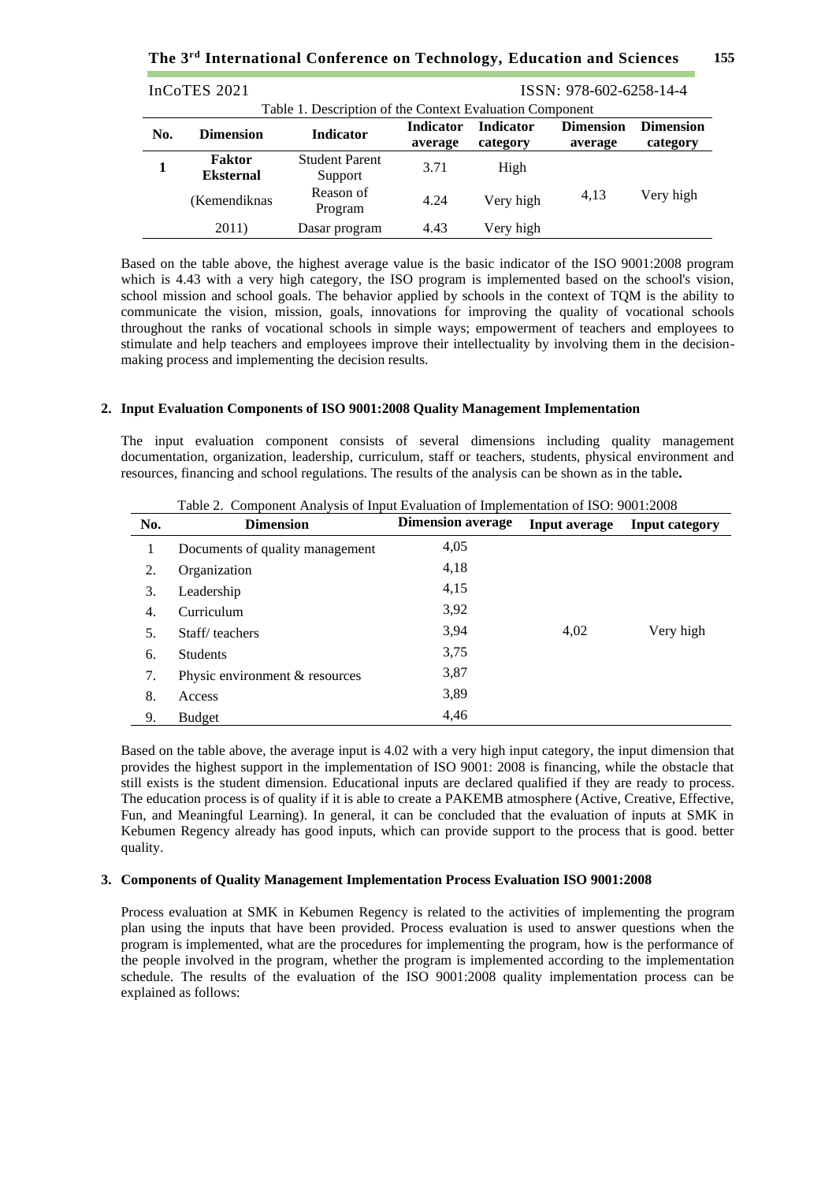Table 1. Description of the Context Evaluation Component

| No. | Dimension | Indicator | Indicator average | Indicator category | Dimension average | Dimension category |
|---|---|---|---|---|---|---|
| **1** | **Faktor Eksternal** | Student Parent Support | 3.71 | High | 4,13 | Very high |
| | (Kemendiknas | Reason of Program | 4.24 | Very high | | |
| | 2011) | Dasar program | 4.43 | Very high | | |

Based on the table above, the highest average value is the basic indicator of the ISO 9001:2008 program which is 4.43 with a very high category, the ISO program is implemented based on the school's vision, school mission and school goals. The behavior applied by schools in the context of TQM is the ability to communicate the vision, mission, goals, innovations for improving the quality of vocational schools throughout the ranks of vocational schools in simple ways; empowerment of teachers and employees to stimulate and help teachers and employees improve their intellectuality by involving them in the decision-making process and implementing the decision results.

**2. Input Evaluation Components of ISO 9001:2008 Quality Management Implementation**

The input evaluation component consists of several dimensions including quality management documentation, organization, leadership, curriculum, staff or teachers, students, physical environment and resources, financing and school regulations. The results of the analysis can be shown as in the table**.**

Table 2. Component Analysis of Input Evaluation of Implementation of ISO: 9001:2008

| No. | Dimension | Dimension average | Input average | Input category |
|---|---|---|---|---|
| 1 | Documents of quality management | 4,05 | 4,02 | Very high |
| 2. | Organization | 4,18 | | |
| 3. | Leadership | 4,15 | | |
| 4. | Curriculum | 3,92 | | |
| 5. | Staff/ teachers | 3,94 | | |
| 6. | Students | 3,75 | | |
| 7. | Physic environment & resources | 3,87 | | |
| 8. | Access | 3,89 | | |
| 9. | Budget | 4,46 | | |

Based on the table above, the average input is 4.02 with a very high input category, the input dimension that provides the highest support in the implementation of ISO 9001: 2008 is financing, while the obstacle that still exists is the student dimension. Educational inputs are declared qualified if they are ready to process. The education process is of quality if it is able to create a PAKEMB atmosphere (Active, Creative, Effective, Fun, and Meaningful Learning). In general, it can be concluded that the evaluation of inputs at SMK in Kebumen Regency already has good inputs, which can provide support to the process that is good. better quality.

**3. Components of Quality Management Implementation Process Evaluation ISO 9001:2008**

Process evaluation at SMK in Kebumen Regency is related to the activities of implementing the program plan using the inputs that have been provided. Process evaluation is used to answer questions when the program is implemented, what are the procedures for implementing the program, how is the performance of the people involved in the program, whether the program is implemented according to the implementation schedule. The results of the evaluation of the ISO 9001:2008 quality implementation process can be explained as follows: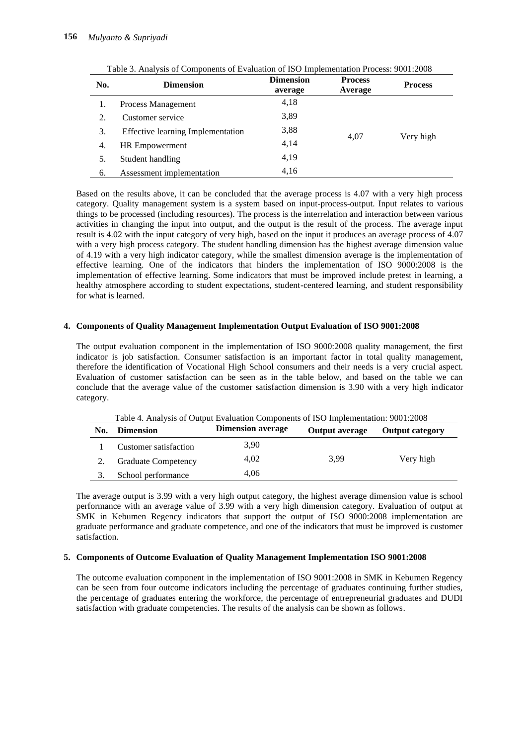Table 3. Analysis of Components of Evaluation of ISO Implementation Process: 9001:2008

| No. | Dimension | Dimension average | Process Average | Process |
|---|---|---|---|---|
| 1. | Process Management | 4,18 | 4,07 | Very high |
| 2. | Customer service | 3,89 | | |
| 3. | Effective learning Implementation | 3,88 | | |
| 4. | HR Empowerment | 4,14 | | |
| 5. | Student handling | 4,19 | | |
| 6. | Assessment implementation | 4,16 | | |

Based on the results above, it can be concluded that the average process is 4.07 with a very high process category. Quality management system is a system based on input-process-output. Input relates to various things to be processed (including resources). The process is the interrelation and interaction between various activities in changing the input into output, and the output is the result of the process. The average input result is 4.02 with the input category of very high, based on the input it produces an average process of 4.07 with a very high process category. The student handling dimension has the highest average dimension value of 4.19 with a very high indicator category, while the smallest dimension average is the implementation of effective learning. One of the indicators that hinders the implementation of ISO 9000:2008 is the implementation of effective learning. Some indicators that must be improved include pretest in learning, a healthy atmosphere according to student expectations, student-centered learning, and student responsibility for what is learned.

**4. Components of Quality Management Implementation Output Evaluation of ISO 9001:2008**

The output evaluation component in the implementation of ISO 9000:2008 quality management, the first indicator is job satisfaction. Consumer satisfaction is an important factor in total quality management, therefore the identification of Vocational High School consumers and their needs is a very crucial aspect. Evaluation of customer satisfaction can be seen as in the table below, and based on the table we can conclude that the average value of the customer satisfaction dimension is 3.90 with a very high indicator category.

Table 4. Analysis of Output Evaluation Components of ISO Implementation: 9001:2008

| No. | Dimension | Dimension average | Output average | Output category |
|---|---|---|---|---|
| 1 | Customer satisfaction | 3,90 | 3,99 | Very high |
| 2. | Graduate Competency | 4,02 | | |
| 3. | School performance | 4,06 | | |

The average output is 3.99 with a very high output category, the highest average dimension value is school performance with an average value of 3.99 with a very high dimension category. Evaluation of output at SMK in Kebumen Regency indicators that support the output of ISO 9000:2008 implementation are graduate performance and graduate competence, and one of the indicators that must be improved is customer satisfaction.

**5. Components of Outcome Evaluation of Quality Management Implementation ISO 9001:2008**

The outcome evaluation component in the implementation of ISO 9001:2008 in SMK in Kebumen Regency can be seen from four outcome indicators including the percentage of graduates continuing further studies, the percentage of graduates entering the workforce, the percentage of entrepreneurial graduates and DUDI satisfaction with graduate competencies. The results of the analysis can be shown as follows.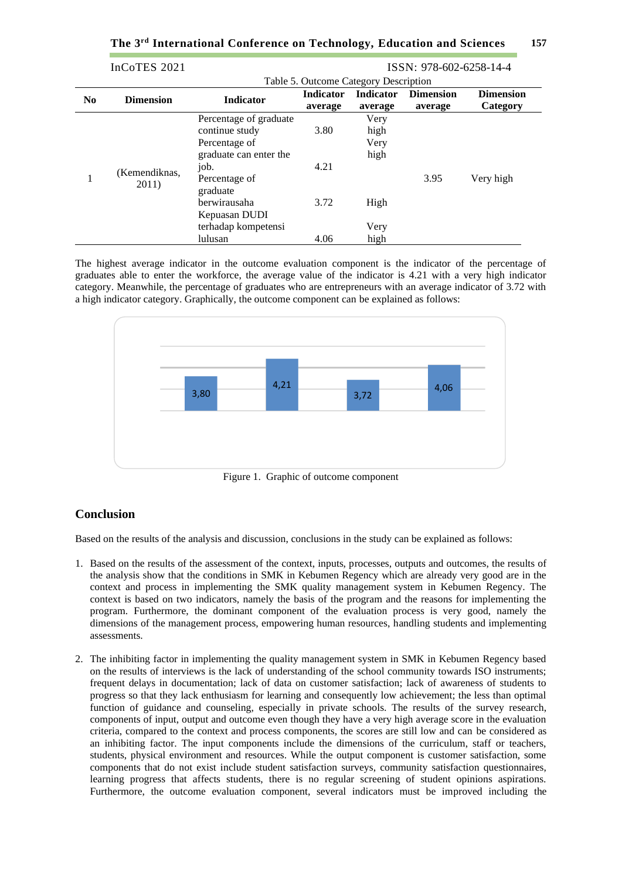Table 5. Outcome Category Description

| No | Dimension | Indicator | Indicator average | Indicator average | Dimension average | Dimension Category |
|---|---|---|---|---|---|---|
| 1 | (Kemendiknas, 2011) | Percentage of graduate continue study | 3.80 | Very high | 3.95 | Very high |
| | | Percentage of graduate can enter the job. | 4.21 | Very high | | |
| | | Percentage of graduate berwirausaha | 3.72 | High | | |
| | | Kepuasan DUDI terhadap kompetensi lulusan | 4.06 | Very high | | |

The highest average indicator in the outcome evaluation component is the indicator of the percentage of graduates able to enter the workforce, the average value of the indicator is 4.21 with a very high indicator category. Meanwhile, the percentage of graduates who are entrepreneurs with an average indicator of 3.72 with a high indicator category. Graphically, the outcome component can be explained as follows:

Figure 1. Graphic of outcome component

## Conclusion

Based on the results of the analysis and discussion, conclusions in the study can be explained as follows:

1. Based on the results of the assessment of the context, inputs, processes, outputs and outcomes, the results of the analysis show that the conditions in SMK in Kebumen Regency which are already very good are in the context and process in implementing the SMK quality management system in Kebumen Regency. The context is based on two indicators, namely the basis of the program and the reasons for implementing the program. Furthermore, the dominant component of the evaluation process is very good, namely the dimensions of the management process, empowering human resources, handling students and implementing assessments.

2. The inhibiting factor in implementing the quality management system in SMK in Kebumen Regency based on the results of interviews is the lack of understanding of the school community towards ISO instruments; frequent delays in documentation; lack of data on customer satisfaction; lack of awareness of students to progress so that they lack enthusiasm for learning and consequently low achievement; the less than optimal function of guidance and counseling, especially in private schools. The results of the survey research, components of input, output and outcome even though they have a very high average score in the evaluation criteria, compared to the context and process components, the scores are still low and can be considered as an inhibiting factor. The input components include the dimensions of the curriculum, staff or teachers, students, physical environment and resources. While the output component is customer satisfaction, some components that do not exist include student satisfaction surveys, community satisfaction questionnaires, learning progress that affects students, there is no regular screening of student opinions aspirations. Furthermore, the outcome evaluation component, several indicators must be improved including the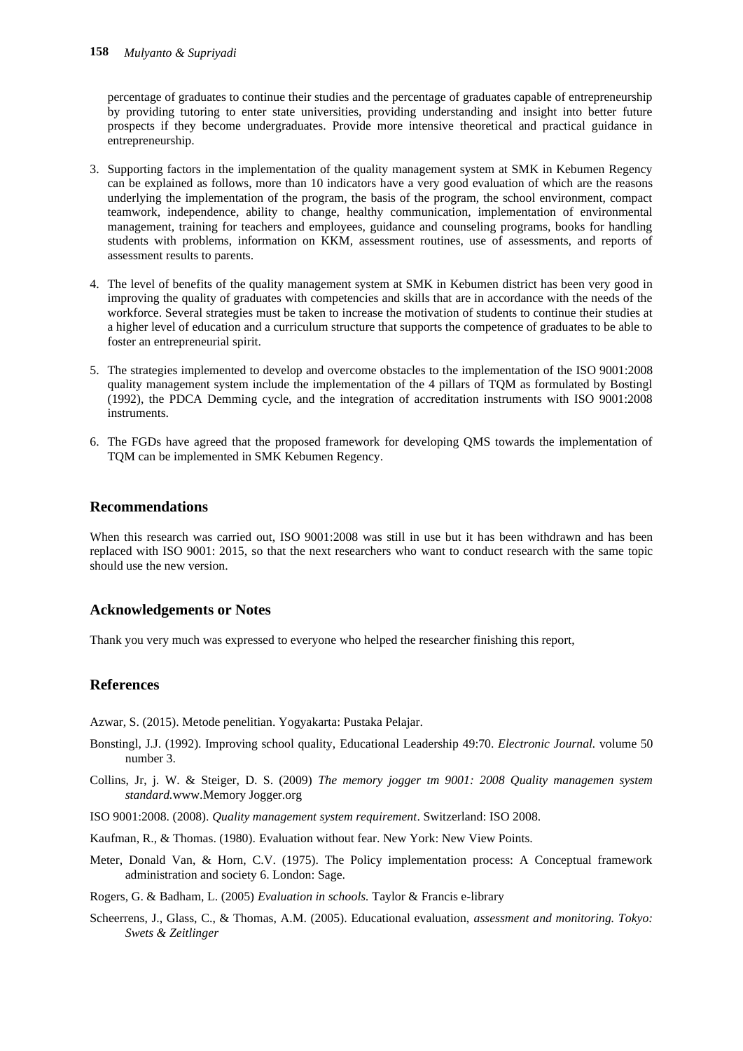percentage of graduates to continue their studies and the percentage of graduates capable of entrepreneurship by providing tutoring to enter state universities, providing understanding and insight into better future prospects if they become undergraduates. Provide more intensive theoretical and practical guidance in entrepreneurship.

3. Supporting factors in the implementation of the quality management system at SMK in Kebumen Regency can be explained as follows, more than 10 indicators have a very good evaluation of which are the reasons underlying the implementation of the program, the basis of the program, the school environment, compact teamwork, independence, ability to change, healthy communication, implementation of environmental management, training for teachers and employees, guidance and counseling programs, books for handling students with problems, information on KKM, assessment routines, use of assessments, and reports of assessment results to parents.

4. The level of benefits of the quality management system at SMK in Kebumen district has been very good in improving the quality of graduates with competencies and skills that are in accordance with the needs of the workforce. Several strategies must be taken to increase the motivation of students to continue their studies at a higher level of education and a curriculum structure that supports the competence of graduates to be able to foster an entrepreneurial spirit.

5. The strategies implemented to develop and overcome obstacles to the implementation of the ISO 9001:2008 quality management system include the implementation of the 4 pillars of TQM as formulated by Bostingl (1992), the PDCA Demming cycle, and the integration of accreditation instruments with ISO 9001:2008 instruments.

6. The FGDs have agreed that the proposed framework for developing QMS towards the implementation of TQM can be implemented in SMK Kebumen Regency.

## Recommendations

When this research was carried out, ISO 9001:2008 was still in use but it has been withdrawn and has been replaced with ISO 9001: 2015, so that the next researchers who want to conduct research with the same topic should use the new version.

## Acknowledgements or Notes

Thank you very much was expressed to everyone who helped the researcher finishing this report,

## References

Azwar, S. (2015). Metode penelitian. Yogyakarta: Pustaka Pelajar.

Bonstingl, J.J. (1992). Improving school quality, Educational Leadership 49:70. *Electronic Journal.* volume 50 number 3.

Collins, Jr, j. W. & Steiger, D. S. (2009) *The memory jogger tm 9001: 2008 Quality managemen system standard.*www.Memory Jogger.org

ISO 9001:2008. (2008). *Quality management system requirement*. Switzerland: ISO 2008.

Kaufman, R., & Thomas. (1980). Evaluation without fear. New York: New View Points.

Meter, Donald Van, & Horn, C.V. (1975). The Policy implementation process: A Conceptual framework administration and society 6. London: Sage.

Rogers, G. & Badham, L. (2005) *Evaluation in schools.* Taylor & Francis e-library

Scheerrens, J., Glass, C., & Thomas, A.M. (2005). Educational evaluation, *assessment and monitoring. Tokyo: Swets & Zeitlinger*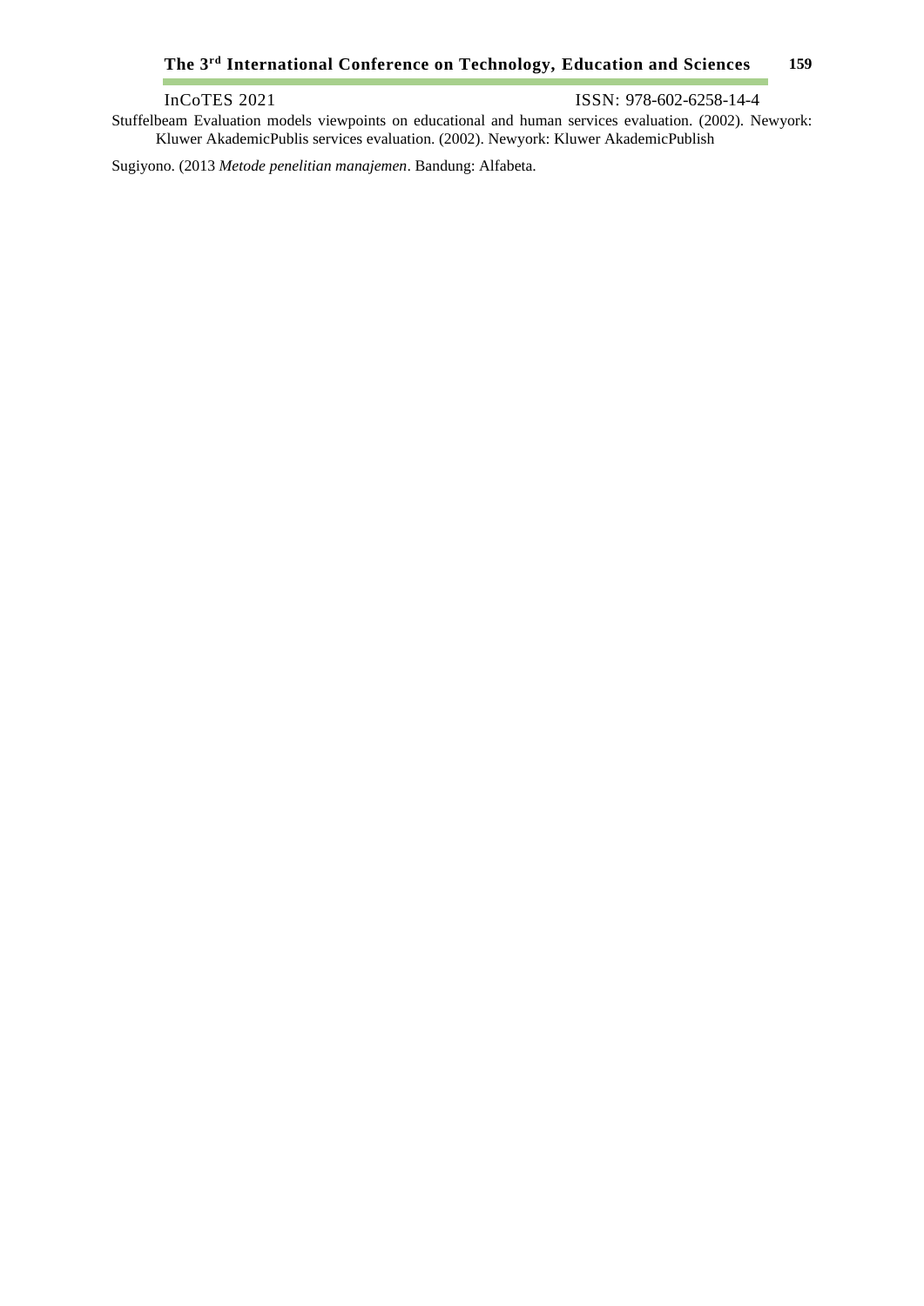Stuffelbeam Evaluation models viewpoints on educational and human services evaluation. (2002). Newyork: Kluwer AkademicPublis services evaluation. (2002). Newyork: Kluwer AkademicPublish

Sugiyono. (2013 *Metode penelitian manajemen*. Bandung: Alfabeta.